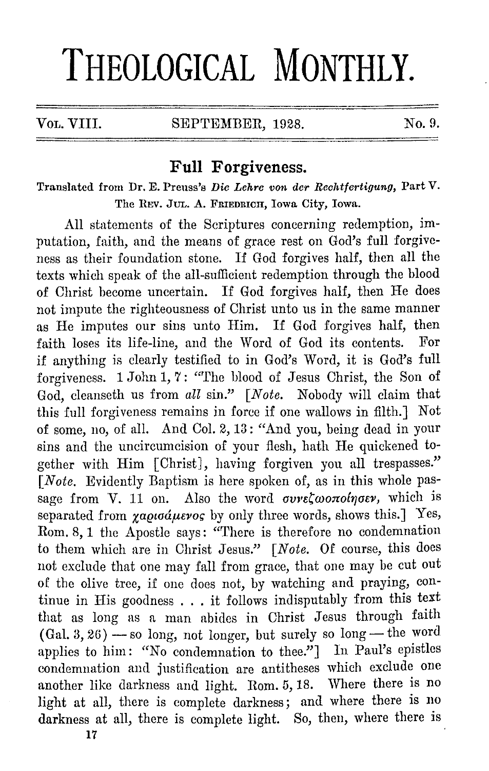# THEOLOGICAL MONTHLY.

Vol. VIII. SEPTEMBER, 1928. No. 9.

## Full Forgiveness.

Translated from Dr. E. Preuss's *Die Lehre von der Rechtfertigung*, Part V.
The Rev. Jul. A. Friedrich, Iowa City, Iowa.

All statements of the Scriptures concerning redemption, imputation, faith, and the means of grace rest on God's full forgiveness as their foundation stone. If God forgives half, then all the texts which speak of the all-sufficient redemption through the blood of Christ become uncertain. If God forgives half, then He does not impute the righteousness of Christ unto us in the same manner as He imputes our sins unto Him. If God forgives half, then faith loses its life-line, and the Word of God its contents. For if anything is clearly testified to in God's Word, it is God's full forgiveness. 1 John 1, 7: "The blood of Jesus Christ, the Son of God, cleanseth us from *all* sin." [*Note.* Nobody will claim that this full forgiveness remains in force if one wallows in filth.] Not of some, no, of all. And Col. 2, 13: "And you, being dead in your sins and the uncircumcision of your flesh, hath He quickened together with Him [Christ], having forgiven you all trespasses." [*Note.* Evidently Baptism is here spoken of, as in this whole passage from V. 11 on. Also the word *συνεζωοποίησεν*, which is separated from *χαρισάμενος* by only three words, shows this.] Yes, Rom. 8, 1 the Apostle says: "There is therefore no condemnation to them which are in Christ Jesus." [*Note.* Of course, this does not exclude that one may fall from grace, that one may be cut out of the olive tree, if one does not, by watching and praying, continue in His goodness . . . it follows indisputably from this text that as long as a man abides in Christ Jesus through faith (Gal. 3, 26) — so long, not longer, but surely so long — the word applies to him: "No condemnation to thee."] In Paul's epistles condemnation and justification are antitheses which exclude one another like darkness and light. Rom. 5, 18. Where there is no light at all, there is complete darkness; and where there is no darkness at all, there is complete light. So, then, where there is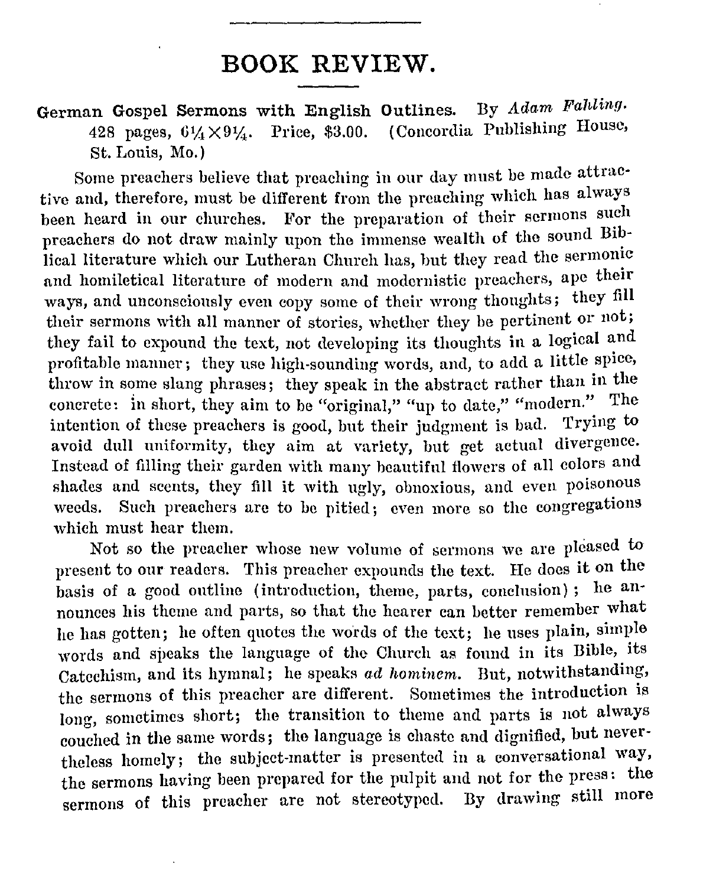# BOOK REVIEW.

**German Gospel Sermons with English Outlines.** By *Adam Fahling.* 428 pages, 6¼×9¼. Price, $3.00. (Concordia Publishing House, St. Louis, Mo.)

Some preachers believe that preaching in our day must be made attractive and, therefore, must be different from the preaching which has always been heard in our churches. For the preparation of their sermons such preachers do not draw mainly upon the immense wealth of the sound Biblical literature which our Lutheran Church has, but they read the sermonic and homiletical literature of modern and modernistic preachers, ape their ways, and unconsciously even copy some of their wrong thoughts; they fill their sermons with all manner of stories, whether they be pertinent or not; they fail to expound the text, not developing its thoughts in a logical and profitable manner; they use high-sounding words, and, to add a little spice, throw in some slang phrases; they speak in the abstract rather than in the concrete: in short, they aim to be "original," "up to date," "modern." The intention of these preachers is good, but their judgment is bad. Trying to avoid dull uniformity, they aim at variety, but get actual divergence. Instead of filling their garden with many beautiful flowers of all colors and shades and scents, they fill it with ugly, obnoxious, and even poisonous weeds. Such preachers are to be pitied; even more so the congregations which must hear them.

Not so the preacher whose new volume of sermons we are pleased to present to our readers. This preacher expounds the text. He does it on the basis of a good outline (introduction, theme, parts, conclusion); he announces his theme and parts, so that the hearer can better remember what he has gotten; he often quotes the words of the text; he uses plain, simple words and speaks the language of the Church as found in its Bible, its Catechism, and its hymnal; he speaks *ad hominem.* But, notwithstanding, the sermons of this preacher are different. Sometimes the introduction is long, sometimes short; the transition to theme and parts is not always couched in the same words; the language is chaste and dignified, but nevertheless homely; the subject-matter is presented in a conversational way, the sermons having been prepared for the pulpit and not for the press: the sermons of this preacher are not stereotyped. By drawing still more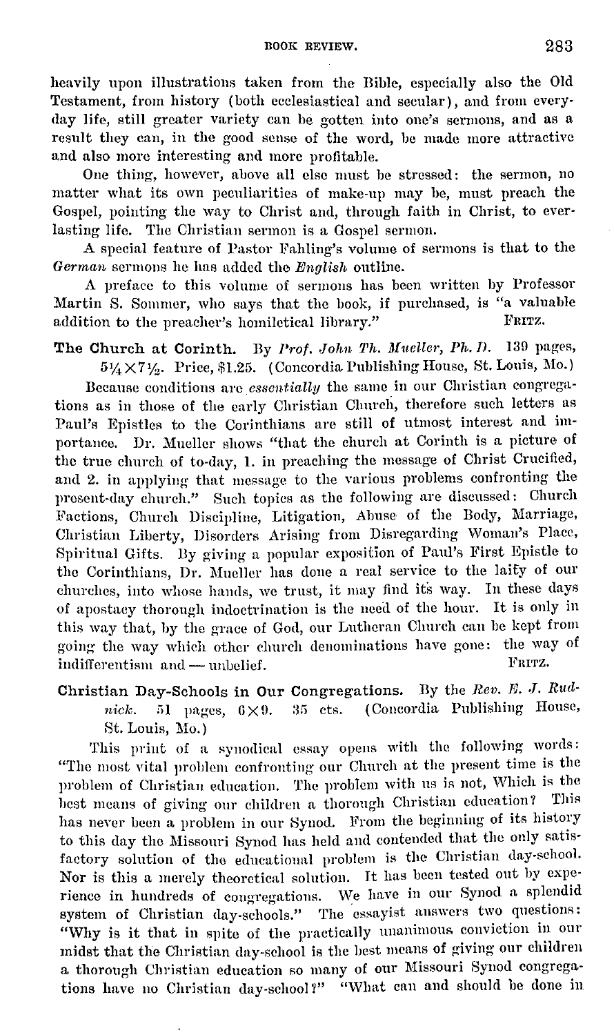heavily upon illustrations taken from the Bible, especially also the Old Testament, from history (both ecclesiastical and secular), and from every-day life, still greater variety can be gotten into one's sermons, and as a result they can, in the good sense of the word, be made more attractive and also more interesting and more profitable.

One thing, however, above all else must be stressed: the sermon, no matter what its own peculiarities of make-up may be, must preach the Gospel, pointing the way to Christ and, through faith in Christ, to everlasting life. The Christian sermon is a Gospel sermon.

A special feature of Pastor Fahling's volume of sermons is that to the *German* sermons he has added the *English* outline.

A preface to this volume of sermons has been written by Professor Martin S. Sommer, who says that the book, if purchased, is "a valuable addition to the preacher's homiletical library." FRITZ.

**The Church at Corinth.** By *Prof. John Th. Mueller, Ph. D.* 139 pages, $5\frac{1}{4} \times 7\frac{1}{2}$. Price, $1.25. (Concordia Publishing House, St. Louis, Mo.)

Because conditions are *essentially* the same in our Christian congregations as in those of the early Christian Church, therefore such letters as Paul's Epistles to the Corinthians are still of utmost interest and importance. Dr. Mueller shows "that the church at Corinth is a picture of the true church of to-day, 1. in preaching the message of Christ Crucified, and 2. in applying that message to the various problems confronting the present-day church." Such topics as the following are discussed: Church Factions, Church Discipline, Litigation, Abuse of the Body, Marriage, Christian Liberty, Disorders Arising from Disregarding Woman's Place, Spiritual Gifts. By giving a popular exposition of Paul's First Epistle to the Corinthians, Dr. Mueller has done a real service to the laity of our churches, into whose hands, we trust, it may find its way. In these days of apostacy thorough indoctrination is the need of the hour. It is only in this way that, by the grace of God, our Lutheran Church can be kept from going the way which other church denominations have gone: the way of indifferentism and — unbelief. FRITZ.

**Christian Day-Schools in Our Congregations.** By the *Rev. E. J. Rudnick.* 51 pages, $6 \times 9$. 35 cts. (Concordia Publishing House, St. Louis, Mo.)

This print of a synodical essay opens with the following words: "The most vital problem confronting our Church at the present time is the problem of Christian education. The problem with us is not, Which is the best means of giving our children a thorough Christian education? This has never been a problem in our Synod. From the beginning of its history to this day the Missouri Synod has held and contended that the only satisfactory solution of the educational problem is the Christian day-school. Nor is this a merely theoretical solution. It has been tested out by experience in hundreds of congregations. We have in our Synod a splendid system of Christian day-schools." The essayist answers two questions: "Why is it that in spite of the practically unanimous conviction in our midst that the Christian day-school is the best means of giving our children a thorough Christian education so many of our Missouri Synod congregations have no Christian day-school?" "What can and should be done in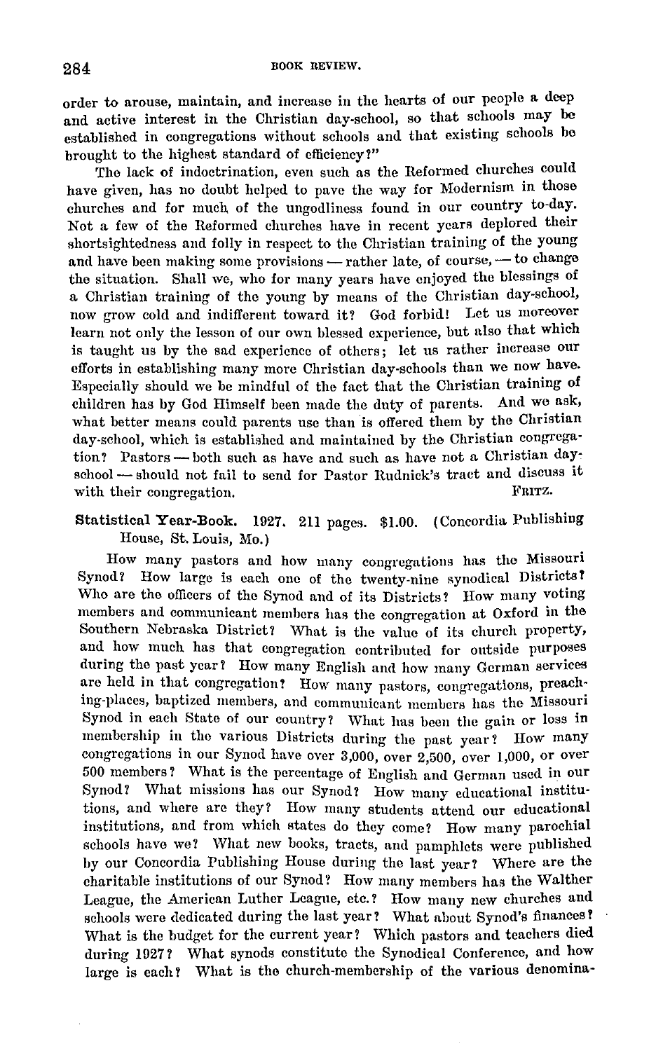order to arouse, maintain, and increase in the hearts of our people a deep and active interest in the Christian day-school, so that schools may be established in congregations without schools and that existing schools be brought to the highest standard of efficiency?"

The lack of indoctrination, even such as the Reformed churches could have given, has no doubt helped to pave the way for Modernism in those churches and for much of the ungodliness found in our country to-day. Not a few of the Reformed churches have in recent years deplored their shortsightedness and folly in respect to the Christian training of the young and have been making some provisions — rather late, of course, — to change the situation. Shall we, who for many years have enjoyed the blessings of a Christian training of the young by means of the Christian day-school, now grow cold and indifferent toward it? God forbid! Let us moreover learn not only the lesson of our own blessed experience, but also that which is taught us by the sad experience of others; let us rather increase our efforts in establishing many more Christian day-schools than we now have. Especially should we be mindful of the fact that the Christian training of children has by God Himself been made the duty of parents. And we ask, what better means could parents use than is offered them by the Christian day-school, which is established and maintained by the Christian congregation? Pastors — both such as have and such as have not a Christian day-school — should not fail to send for Pastor Rudnick's tract and discuss it with their congregation. FRITZ.

**Statistical Year-Book.** 1927. 211 pages. $1.00. (Concordia Publishing House, St. Louis, Mo.)

How many pastors and how many congregations has the Missouri Synod? How large is each one of the twenty-nine synodical Districts? Who are the officers of the Synod and of its Districts? How many voting members and communicant members has the congregation at Oxford in the Southern Nebraska District? What is the value of its church property, and how much has that congregation contributed for outside purposes during the past year? How many English and how many German services are held in that congregation? How many pastors, congregations, preaching-places, baptized members, and communicant members has the Missouri Synod in each State of our country? What has been the gain or loss in membership in the various Districts during the past year? How many congregations in our Synod have over 3,000, over 2,500, over 1,000, or over 500 members? What is the percentage of English and German used in our Synod? What missions has our Synod? How many educational institutions, and where are they? How many students attend our educational institutions, and from which states do they come? How many parochial schools have we? What new books, tracts, and pamphlets were published by our Concordia Publishing House during the last year? Where are the charitable institutions of our Synod? How many members has the Walther League, the American Luther League, etc.? How many new churches and schools were dedicated during the last year? What about Synod's finances? What is the budget for the current year? Which pastors and teachers died during 1927? What synods constitute the Synodical Conference, and how large is each? What is the church-membership of the various denomina-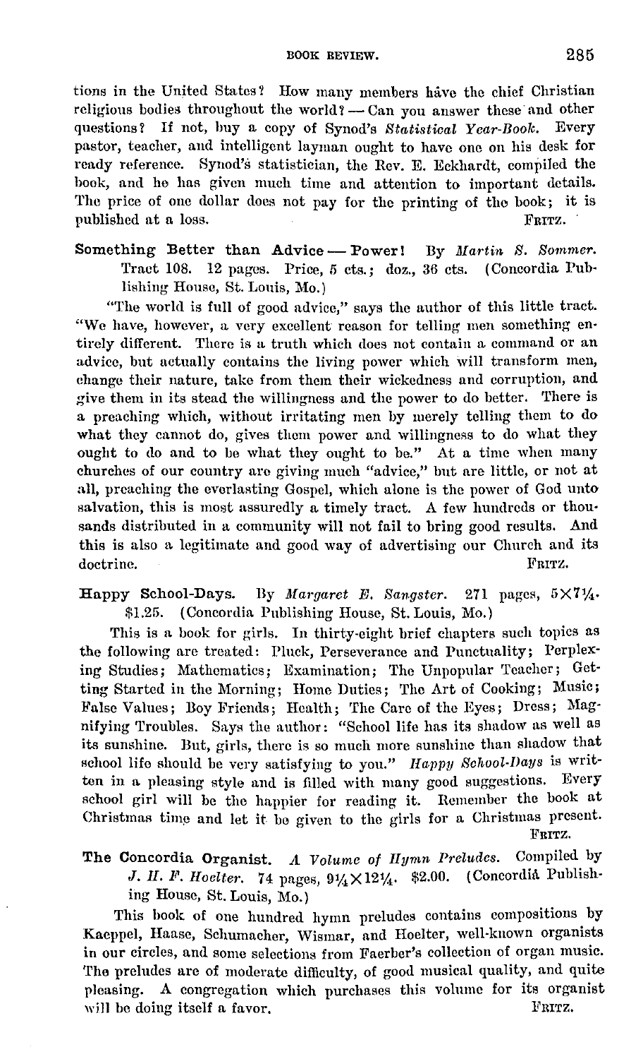tions in the United States? How many members have the chief Christian religious bodies throughout the world? — Can you answer these and other questions? If not, buy a copy of Synod's *Statistical Year-Book.* Every pastor, teacher, and intelligent layman ought to have one on his desk for ready reference. Synod's statistician, the Rev. E. Eckhardt, compiled the book, and he has given much time and attention to important details. The price of one dollar does not pay for the printing of the book; it is published at a loss.

FRITZ.

**Something Better than Advice — Power!** By *Martin S. Sommer.* Tract 108. 12 pages. Price, 5 cts.; doz., 36 cts. (Concordia Publishing House, St. Louis, Mo.)

"The world is full of good advice," says the author of this little tract. "We have, however, a very excellent reason for telling men something entirely different. There is a truth which does not contain a command or an advice, but actually contains the living power which will transform men, change their nature, take from them their wickedness and corruption, and give them in its stead the willingness and the power to do better. There is a preaching which, without irritating men by merely telling them to do what they cannot do, gives them power and willingness to do what they ought to do and to be what they ought to be." At a time when many churches of our country are giving much "advice," but are little, or not at all, preaching the everlasting Gospel, which alone is the power of God unto salvation, this is most assuredly a timely tract. A few hundreds or thousands distributed in a community will not fail to bring good results. And this is also a legitimate and good way of advertising our Church and its doctrine.

FRITZ.

**Happy School-Days.** By *Margaret E. Sangster.* 271 pages, $5 \times 7\frac{1}{4}$. \$1.25. (Concordia Publishing House, St. Louis, Mo.)

This is a book for girls. In thirty-eight brief chapters such topics as the following are treated: Pluck, Perseverance and Punctuality; Perplexing Studies; Mathematics; Examination; The Unpopular Teacher; Getting Started in the Morning; Home Duties; The Art of Cooking; Music; False Values; Boy Friends; Health; The Care of the Eyes; Dress; Magnifying Troubles. Says the author: "School life has its shadow as well as its sunshine. But, girls, there is so much more sunshine than shadow that school life should be very satisfying to you." *Happy School-Days* is written in a pleasing style and is filled with many good suggestions. Every school girl will be the happier for reading it. Remember the book at Christmas time and let it be given to the girls for a Christmas present.

FRITZ.

**The Concordia Organist.** *A Volume of Hymn Preludes.* Compiled by *J. H. F. Hoelter.* 74 pages, $9\frac{1}{4} \times 12\frac{1}{4}$. \$2.00. (Concordia Publishing House, St. Louis, Mo.)

This book of one hundred hymn preludes contains compositions by Kaeppel, Haase, Schumacher, Wismar, and Hoelter, well-known organists in our circles, and some selections from Faerber's collection of organ music. The preludes are of moderate difficulty, of good musical quality, and quite pleasing. A congregation which purchases this volume for its organist will be doing itself a favor.

FRITZ.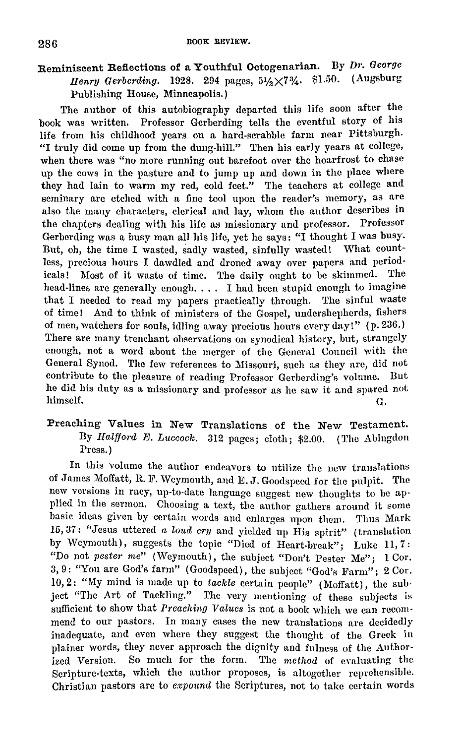**Reminiscent Reflections of a Youthful Octogenarian.** By *Dr. George Henry Gerberding.* 1928. 294 pages, 5½×7¾. $1.50. (Augsburg Publishing House, Minneapolis.)

The author of this autobiography departed this life soon after the book was written. Professor Gerberding tells the eventful story of his life from his childhood years on a hard-scrabble farm near Pittsburgh. "I truly did come up from the dung-hill." Then his early years at college, when there was "no more running out barefoot over the hoarfrost to chase up the cows in the pasture and to jump up and down in the place where they had lain to warm my red, cold feet." The teachers at college and seminary are etched with a fine tool upon the reader's memory, as are also the many characters, clerical and lay, whom the author describes in the chapters dealing with his life as missionary and professor. Professor Gerberding was a busy man all his life, yet he says: "I thought I was busy. But, oh, the time I wasted, sadly wasted, sinfully wasted! What countless, precious hours I dawdled and droned away over papers and periodicals! Most of it waste of time. The daily ought to be skimmed. The head-lines are generally enough. . . . I had been stupid enough to imagine that I needed to read my papers practically through. The sinful waste of time! And to think of ministers of the Gospel, undershepherds, fishers of men, watchers for souls, idling away precious hours every day!" (p. 236.) There are many trenchant observations on synodical history, but, strangely enough, not a word about the merger of the General Council with the General Synod. The few references to Missouri, such as they are, did not contribute to the pleasure of reading Professor Gerberding's volume. But he did his duty as a missionary and professor as he saw it and spared not himself.

G.

**Preaching Values in New Translations of the New Testament.** By *Halfford E. Luccock.* 312 pages; cloth; $2.00. (The Abingdon Press.)

In this volume the author endeavors to utilize the new translations of James Moffatt, R. F. Weymouth, and E. J. Goodspeed for the pulpit. The new versions in racy, up-to-date language suggest new thoughts to be applied in the sermon. Choosing a text, the author gathers around it some basic ideas given by certain words and enlarges upon them. Thus Mark 15, 37: "Jesus uttered *a loud cry* and yielded up His spirit" (translation by Weymouth), suggests the topic "Died of Heart-break"; Luke 11, 7: "Do not *pester me*" (Weymouth), the subject "Don't Pester Me"; 1 Cor. 3, 9: "You are God's farm" (Goodspeed), the subject "God's Farm"; 2 Cor. 10, 2: "My mind is made up to *tackle* certain people" (Moffatt), the subject "The Art of Tackling." The very mentioning of these subjects is sufficient to show that *Preaching Values* is not a book which we can recommend to our pastors. In many cases the new translations are decidedly inadequate, and even where they suggest the thought of the Greek in plainer words, they never approach the dignity and fulness of the Authorized Version. So much for the form. The *method* of evaluating the Scripture-texts, which the author proposes, is altogether reprehensible. Christian pastors are to *expound* the Scriptures, not to take certain words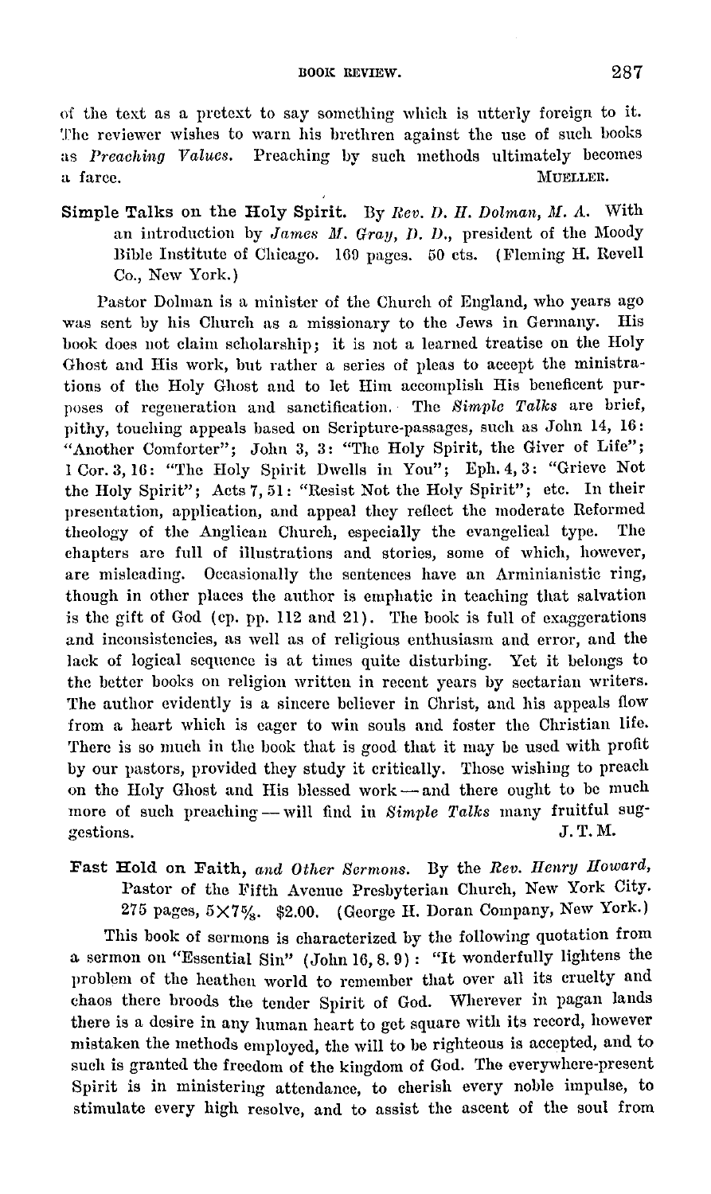of the text as a pretext to say something which is utterly foreign to it. The reviewer wishes to warn his brethren against the use of such books as *Preaching Values.* Preaching by such methods ultimately becomes a farce.

MUELLER.

**Simple Talks on the Holy Spirit.** By *Rev. D. H. Dolman, M. A.* With an introduction by *James M. Gray, D. D.*, president of the Moody Bible Institute of Chicago. 169 pages. 50 cts. (Fleming H. Revell Co., New York.)

Pastor Dolman is a minister of the Church of England, who years ago was sent by his Church as a missionary to the Jews in Germany. His book does not claim scholarship; it is not a learned treatise on the Holy Ghost and His work, but rather a series of pleas to accept the ministrations of the Holy Ghost and to let Him accomplish His beneficent purposes of regeneration and sanctification. The *Simple Talks* are brief, pithy, touching appeals based on Scripture-passages, such as John 14, 16: "Another Comforter"; John 3, 3: "The Holy Spirit, the Giver of Life"; 1 Cor. 3, 16: "The Holy Spirit Dwells in You"; Eph. 4, 3: "Grieve Not the Holy Spirit"; Acts 7, 51: "Resist Not the Holy Spirit"; etc. In their presentation, application, and appeal they reflect the moderate Reformed theology of the Anglican Church, especially the evangelical type. The chapters are full of illustrations and stories, some of which, however, are misleading. Occasionally the sentences have an Arminianistic ring, though in other places the author is emphatic in teaching that salvation is the gift of God (cp. pp. 112 and 21). The book is full of exaggerations and inconsistencies, as well as of religious enthusiasm and error, and the lack of logical sequence is at times quite disturbing. Yet it belongs to the better books on religion written in recent years by sectarian writers. The author evidently is a sincere believer in Christ, and his appeals flow from a heart which is eager to win souls and foster the Christian life. There is so much in the book that is good that it may be used with profit by our pastors, provided they study it critically. Those wishing to preach on the Holy Ghost and His blessed work — and there ought to be much more of such preaching — will find in *Simple Talks* many fruitful suggestions.

J. T. M.

**Fast Hold on Faith,** *and Other Sermons.* By the *Rev. Henry Howard,* Pastor of the Fifth Avenue Presbyterian Church, New York City. 275 pages, 5×7⅝. $2.00. (George H. Doran Company, New York.)

This book of sermons is characterized by the following quotation from a sermon on "Essential Sin" (John 16, 8. 9): "It wonderfully lightens the problem of the heathen world to remember that over all its cruelty and chaos there broods the tender Spirit of God. Wherever in pagan lands there is a desire in any human heart to get square with its record, however mistaken the methods employed, the will to be righteous is accepted, and to such is granted the freedom of the kingdom of God. The everywhere-present Spirit is in ministering attendance, to cherish every noble impulse, to stimulate every high resolve, and to assist the ascent of the soul from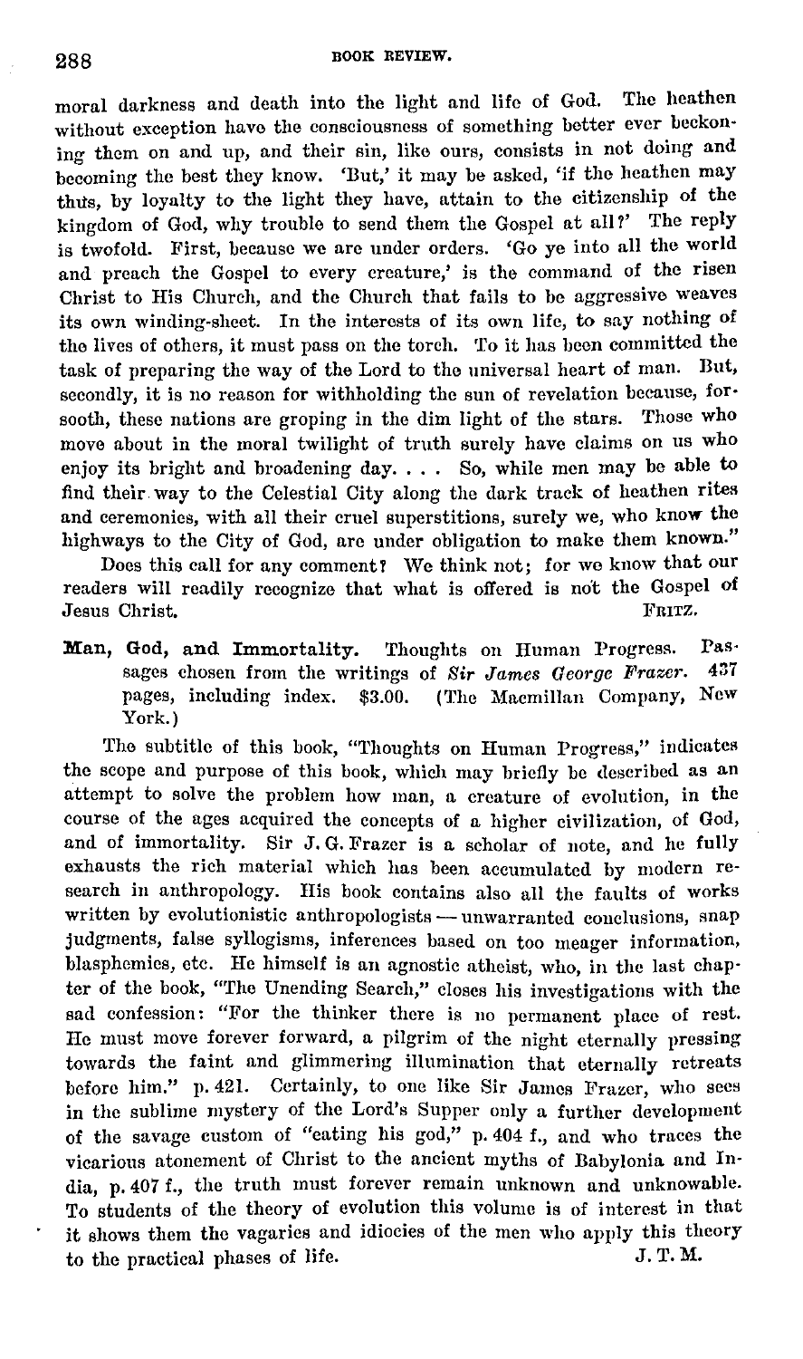moral darkness and death into the light and life of God. The heathen without exception have the consciousness of something better ever beckoning them on and up, and their sin, like ours, consists in not doing and becoming the best they know. 'But,' it may be asked, 'if the heathen may thus, by loyalty to the light they have, attain to the citizenship of the kingdom of God, why trouble to send them the Gospel at all?' The reply is twofold. First, because we are under orders. 'Go ye into all the world and preach the Gospel to every creature,' is the command of the risen Christ to His Church, and the Church that fails to be aggressive weaves its own winding-sheet. In the interests of its own life, to say nothing of the lives of others, it must pass on the torch. To it has been committed the task of preparing the way of the Lord to the universal heart of man. But, secondly, it is no reason for withholding the sun of revelation because, forsooth, these nations are groping in the dim light of the stars. Those who move about in the moral twilight of truth surely have claims on us who enjoy its bright and broadening day. . . . So, while men may be able to find their way to the Celestial City along the dark track of heathen rites and ceremonies, with all their cruel superstitions, surely we, who know the highways to the City of God, are under obligation to make them known."

Does this call for any comment? We think not; for we know that our readers will readily recognize that what is offered is not the Gospel of Jesus Christ.

FRITZ.

**Man, God, and Immortality.** Thoughts on Human Progress. Passages chosen from the writings of *Sir James George Frazer*. 437 pages, including index. $3.00. (The Macmillan Company, New York.)

The subtitle of this book, "Thoughts on Human Progress," indicates the scope and purpose of this book, which may briefly be described as an attempt to solve the problem how man, a creature of evolution, in the course of the ages acquired the concepts of a higher civilization, of God, and of immortality. Sir J. G. Frazer is a scholar of note, and he fully exhausts the rich material which has been accumulated by modern research in anthropology. His book contains also all the faults of works written by evolutionistic anthropologists — unwarranted conclusions, snap judgments, false syllogisms, inferences based on too meager information, blasphemies, etc. He himself is an agnostic atheist, who, in the last chapter of the book, "The Unending Search," closes his investigations with the sad confession: "For the thinker there is no permanent place of rest. He must move forever forward, a pilgrim of the night eternally pressing towards the faint and glimmering illumination that eternally retreats before him." p. 421. Certainly, to one like Sir James Frazer, who sees in the sublime mystery of the Lord's Supper only a further development of the savage custom of "eating his god," p. 404 f., and who traces the vicarious atonement of Christ to the ancient myths of Babylonia and India, p. 407 f., the truth must forever remain unknown and unknowable. To students of the theory of evolution this volume is of interest in that it shows them the vagaries and idiocies of the men who apply this theory to the practical phases of life.

J. T. M.